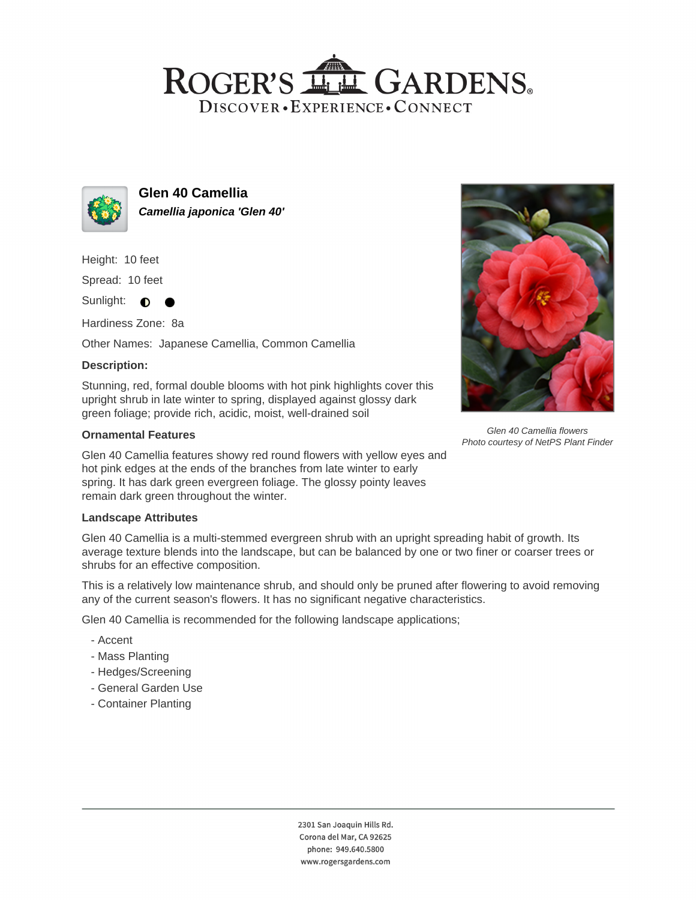# ROGER'S GARDENS

DISCOVER • EXPERIENCE • CONNECT

## Glen 40 Camellia

***Camellia japonica 'Glen 40'***

Height: 10 feet

Spread: 10 feet

Sunlight: ◐ ●

Hardiness Zone: 8a

Other Names: Japanese Camellia, Common Camellia

### Description:

Stunning, red, formal double blooms with hot pink highlights cover this upright shrub in late winter to spring, displayed against glossy dark green foliage; provide rich, acidic, moist, well-drained soil

*Glen 40 Camellia flowers*
*Photo courtesy of NetPS Plant Finder*

### Ornamental Features

Glen 40 Camellia features showy red round flowers with yellow eyes and hot pink edges at the ends of the branches from late winter to early spring. It has dark green evergreen foliage. The glossy pointy leaves remain dark green throughout the winter.

### Landscape Attributes

Glen 40 Camellia is a multi-stemmed evergreen shrub with an upright spreading habit of growth. Its average texture blends into the landscape, but can be balanced by one or two finer or coarser trees or shrubs for an effective composition.

This is a relatively low maintenance shrub, and should only be pruned after flowering to avoid removing any of the current season's flowers. It has no significant negative characteristics.

Glen 40 Camellia is recommended for the following landscape applications;

- Accent
- Mass Planting
- Hedges/Screening
- General Garden Use
- Container Planting

2301 San Joaquin Hills Rd.
Corona del Mar, CA 92625
phone: 949.640.5800
www.rogersgardens.com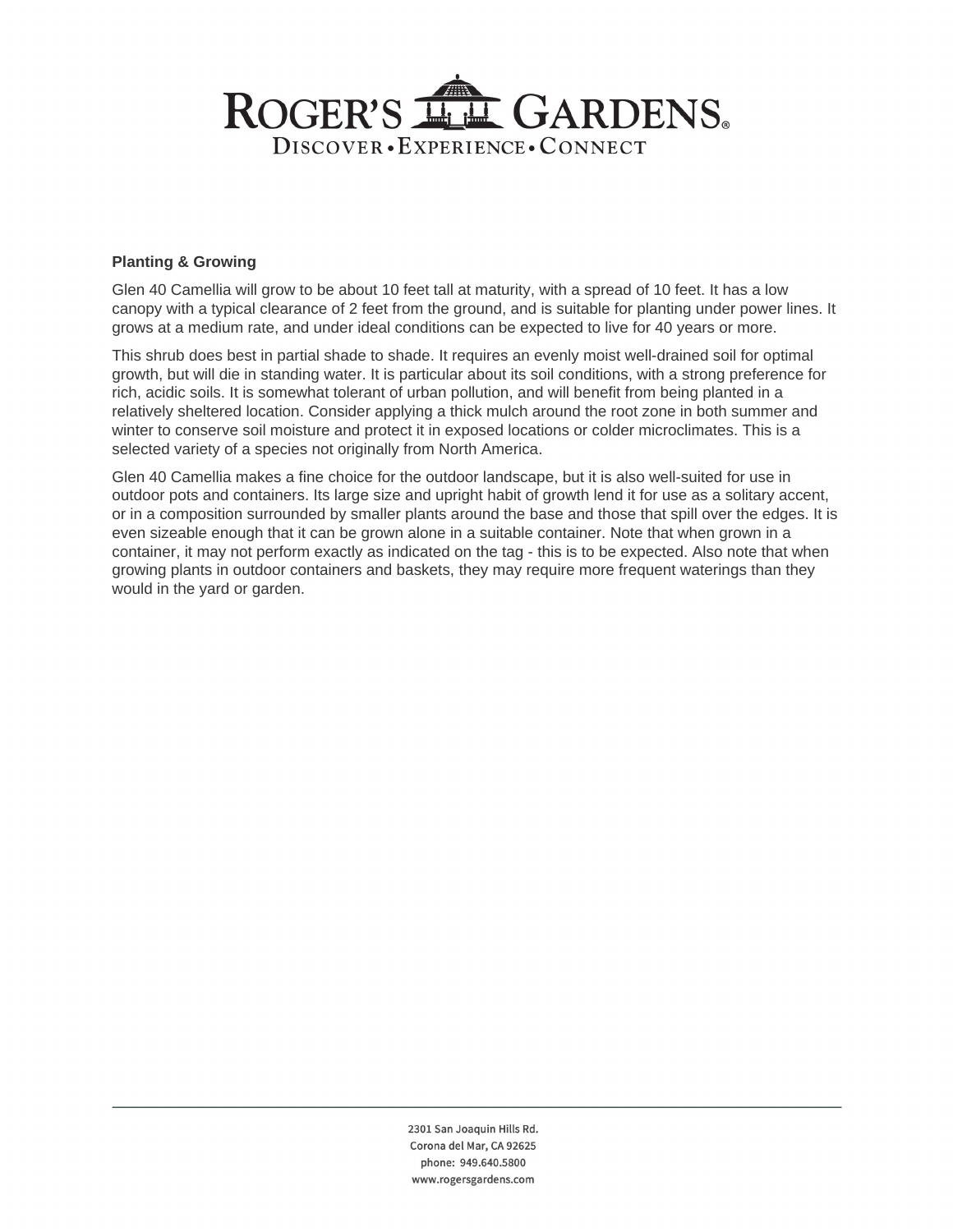**Planting & Growing**

Glen 40 Camellia will grow to be about 10 feet tall at maturity, with a spread of 10 feet. It has a low canopy with a typical clearance of 2 feet from the ground, and is suitable for planting under power lines. It grows at a medium rate, and under ideal conditions can be expected to live for 40 years or more.

This shrub does best in partial shade to shade. It requires an evenly moist well-drained soil for optimal growth, but will die in standing water. It is particular about its soil conditions, with a strong preference for rich, acidic soils. It is somewhat tolerant of urban pollution, and will benefit from being planted in a relatively sheltered location. Consider applying a thick mulch around the root zone in both summer and winter to conserve soil moisture and protect it in exposed locations or colder microclimates. This is a selected variety of a species not originally from North America.

Glen 40 Camellia makes a fine choice for the outdoor landscape, but it is also well-suited for use in outdoor pots and containers. Its large size and upright habit of growth lend it for use as a solitary accent, or in a composition surrounded by smaller plants around the base and those that spill over the edges. It is even sizeable enough that it can be grown alone in a suitable container. Note that when grown in a container, it may not perform exactly as indicated on the tag - this is to be expected. Also note that when growing plants in outdoor containers and baskets, they may require more frequent waterings than they would in the yard or garden.